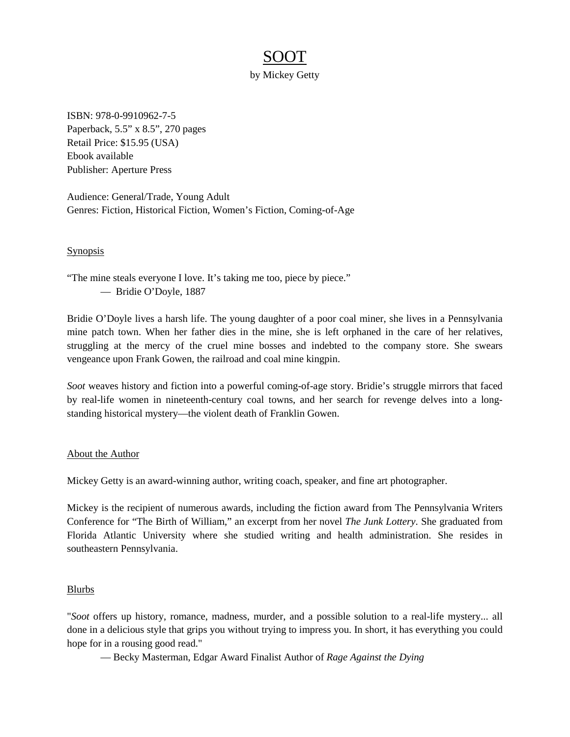# SOOT

by Mickey Getty

ISBN: 978-0-9910962-7-5
Paperback, 5.5" x 8.5", 270 pages
Retail Price: $15.95 (USA)
Ebook available
Publisher: Aperture Press

Audience: General/Trade, Young Adult
Genres: Fiction, Historical Fiction, Women's Fiction, Coming-of-Age

## Synopsis

"The mine steals everyone I love. It's taking me too, piece by piece."
— Bridie O'Doyle, 1887

Bridie O'Doyle lives a harsh life. The young daughter of a poor coal miner, she lives in a Pennsylvania mine patch town. When her father dies in the mine, she is left orphaned in the care of her relatives, struggling at the mercy of the cruel mine bosses and indebted to the company store. She swears vengeance upon Frank Gowen, the railroad and coal mine kingpin.

*Soot* weaves history and fiction into a powerful coming-of-age story. Bridie's struggle mirrors that faced by real-life women in nineteenth-century coal towns, and her search for revenge delves into a long-standing historical mystery—the violent death of Franklin Gowen.

## About the Author

Mickey Getty is an award-winning author, writing coach, speaker, and fine art photographer.

Mickey is the recipient of numerous awards, including the fiction award from The Pennsylvania Writers Conference for "The Birth of William," an excerpt from her novel *The Junk Lottery*. She graduated from Florida Atlantic University where she studied writing and health administration. She resides in southeastern Pennsylvania.

## Blurbs

"*Soot* offers up history, romance, madness, murder, and a possible solution to a real-life mystery... all done in a delicious style that grips you without trying to impress you. In short, it has everything you could hope for in a rousing good read."
— Becky Masterman, Edgar Award Finalist Author of *Rage Against the Dying*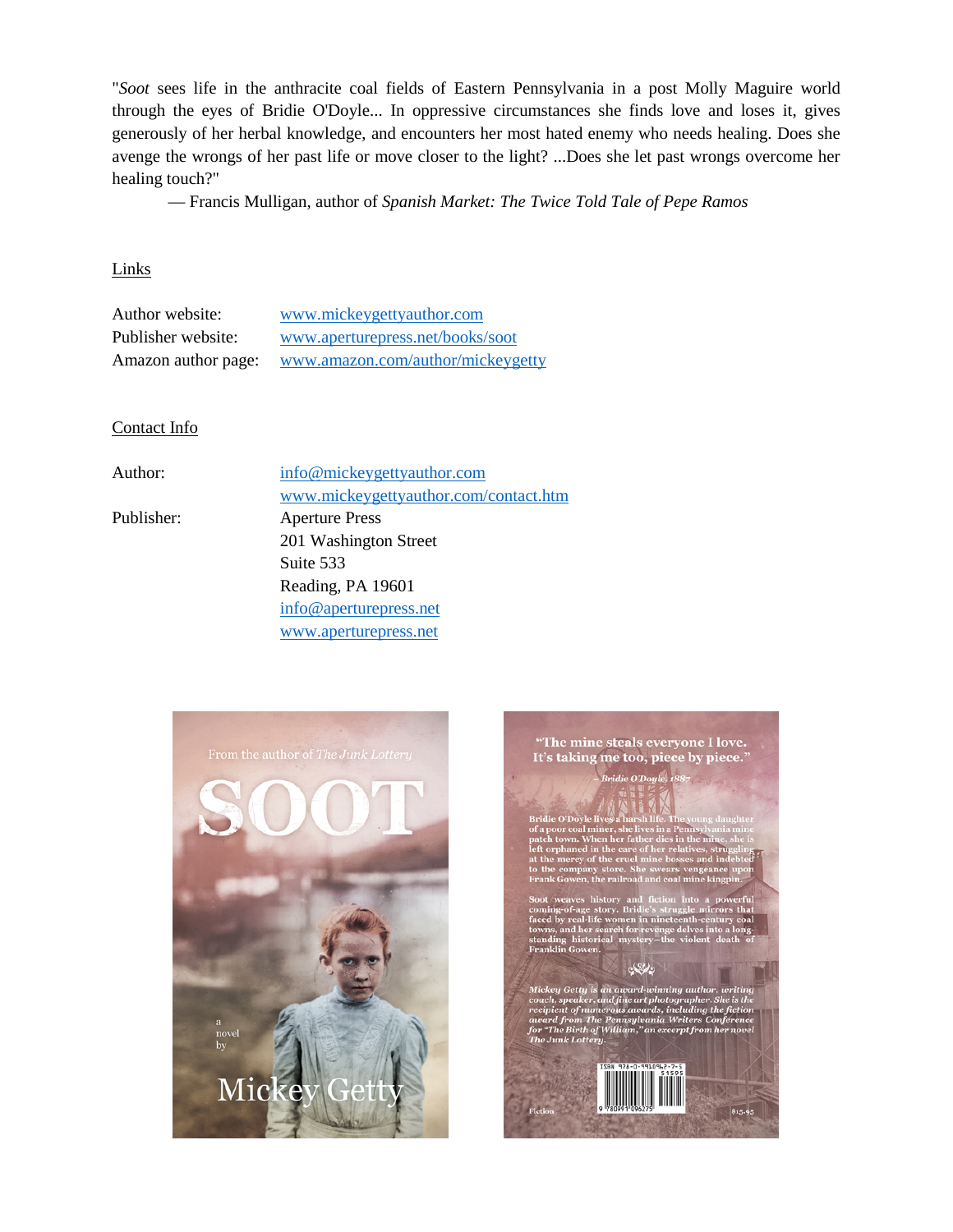"*Soot* sees life in the anthracite coal fields of Eastern Pennsylvania in a post Molly Maguire world through the eyes of Bridie O'Doyle... In oppressive circumstances she finds love and loses it, gives generously of her herbal knowledge, and encounters her most hated enemy who needs healing. Does she avenge the wrongs of her past life or move closer to the light? ...Does she let past wrongs overcome her healing touch?"

— Francis Mulligan, author of *Spanish Market: The Twice Told Tale of Pepe Ramos*

## Links

| | |
|---|---|
| Author website: | www.mickeygettyauthor.com |
| Publisher website: | www.aperturepress.net/books/soot |
| Amazon author page: | www.amazon.com/author/mickeygetty |

## Contact Info

| | |
|---|---|
| Author: | info@mickeygettyauthor.com<br>www.mickeygettyauthor.com/contact.htm |
| Publisher: | Aperture Press<br>201 Washington Street<br>Suite 533<br>Reading, PA 19601<br>info@aperturepress.net<br>www.aperturepress.net |

From the author of *The Junk Lottery*

SOOT

a novel by

Mickey Getty

"The mine steals everyone I love. It's taking me too, piece by piece."

— Bridie O'Doyle, 1887

Bridie O'Doyle lives a harsh life. The young daughter of a poor coal miner, she lives in a Pennsylvania mine patch town. When her father dies in the mine, she is left orphaned in the care of her relatives, struggling at the mercy of the cruel mine bosses and indebted to the company store. She swears vengeance upon Frank Gowen, the railroad and coal mine kingpin.

Soot weaves history and fiction into a powerful coming-of-age story. Bridie's struggle mirrors that faced by real-life women in nineteenth-century coal towns, and her search for revenge delves into a long-standing historical mystery—the violent death of Franklin Gowen.

*Mickey Getty is an award-winning author, writing coach, speaker, and fine art photographer. She is the recipient of numerous awards, including the fiction award from The Pennsylvania Writers Conference for "The Birth of William," an excerpt from her novel The Junk Lottery.*

Fiction

ISBN 978-0-9910962-7-5

$15.95